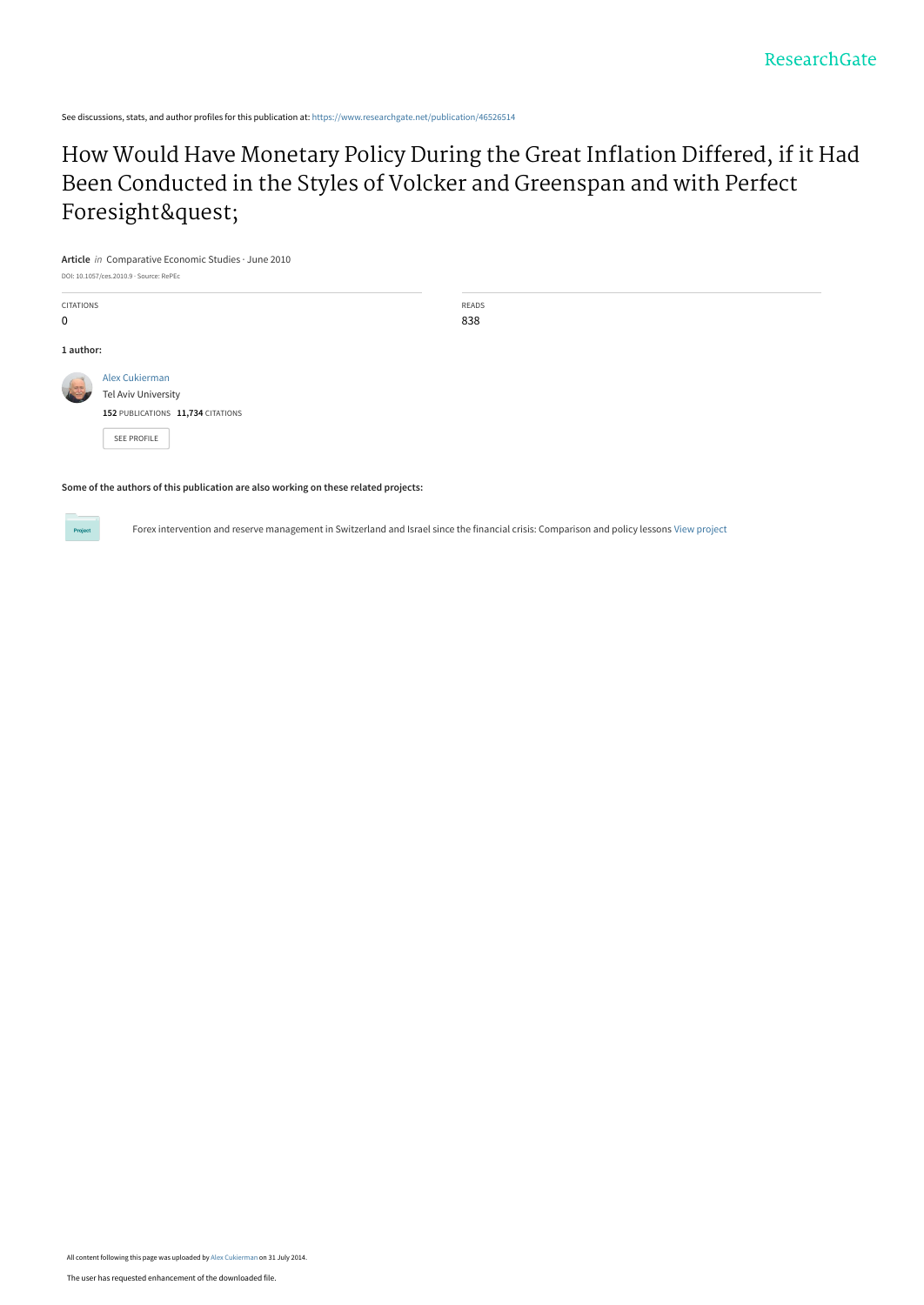See discussions, stats, and author profiles for this publication at: https://www.researchgate.net/publication/46526514

# How Would Have Monetary Policy During the Great Inflation Differed, if it Had Been Conducted in the Styles of Volcker and Greenspan and with Perfect Foresight&quest;

**Article** *in* Comparative Economic Studies · June 2010

DOI: 10.1057/ces.2010.9 · Source: RePEc

| CITATIONS | READS |
| --- | --- |
| 0 | 838 |

**1 author:**

Alex Cukierman
Tel Aviv University
**152** PUBLICATIONS **11,734** CITATIONS

SEE PROFILE

**Some of the authors of this publication are also working on these related projects:**

Project: Forex intervention and reserve management in Switzerland and Israel since the financial crisis: Comparison and policy lessons View project

All content following this page was uploaded by Alex Cukierman on 31 July 2014.

The user has requested enhancement of the downloaded file.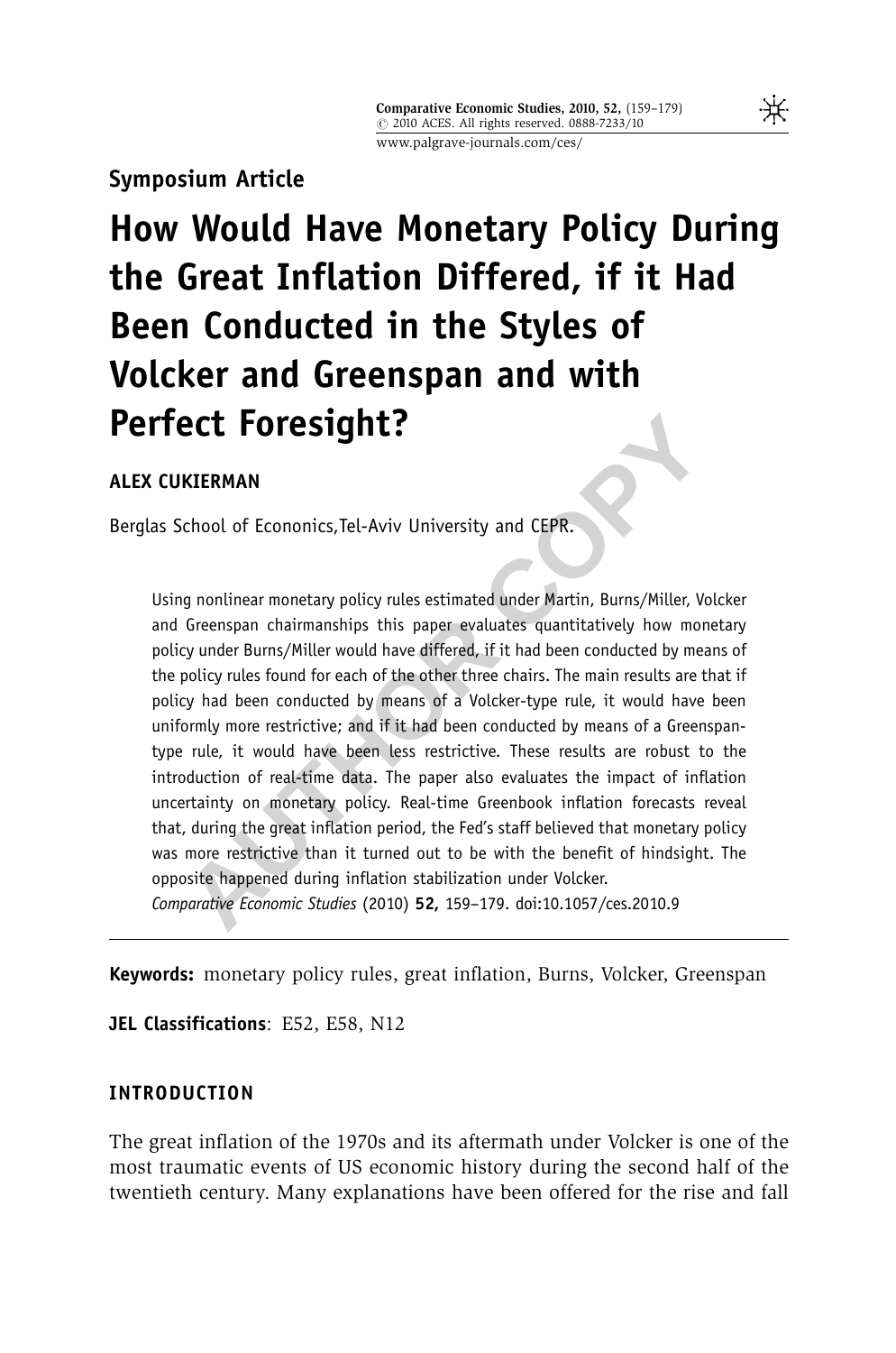Symposium Article

# How Would Have Monetary Policy During the Great Inflation Differed, if it Had Been Conducted in the Styles of Volcker and Greenspan and with Perfect Foresight?

**ALEX CUKIERMAN**

Berglas School of Econonics,Tel-Aviv University and CEPR.

Using nonlinear monetary policy rules estimated under Martin, Burns/Miller, Volcker and Greenspan chairmanships this paper evaluates quantitatively how monetary policy under Burns/Miller would have differed, if it had been conducted by means of the policy rules found for each of the other three chairs. The main results are that if policy had been conducted by means of a Volcker-type rule, it would have been uniformly more restrictive; and if it had been conducted by means of a Greenspan-type rule, it would have been less restrictive. These results are robust to the introduction of real-time data. The paper also evaluates the impact of inflation uncertainty on monetary policy. Real-time Greenbook inflation forecasts reveal that, during the great inflation period, the Fed's staff believed that monetary policy was more restrictive than it turned out to be with the benefit of hindsight. The opposite happened during inflation stabilization under Volcker.
*Comparative Economic Studies* (2010) **52,** 159–179. doi:10.1057/ces.2010.9

**Keywords:** monetary policy rules, great inflation, Burns, Volcker, Greenspan

**JEL Classifications**: E52, E58, N12

## INTRODUCTION

The great inflation of the 1970s and its aftermath under Volcker is one of the most traumatic events of US economic history during the second half of the twentieth century. Many explanations have been offered for the rise and fall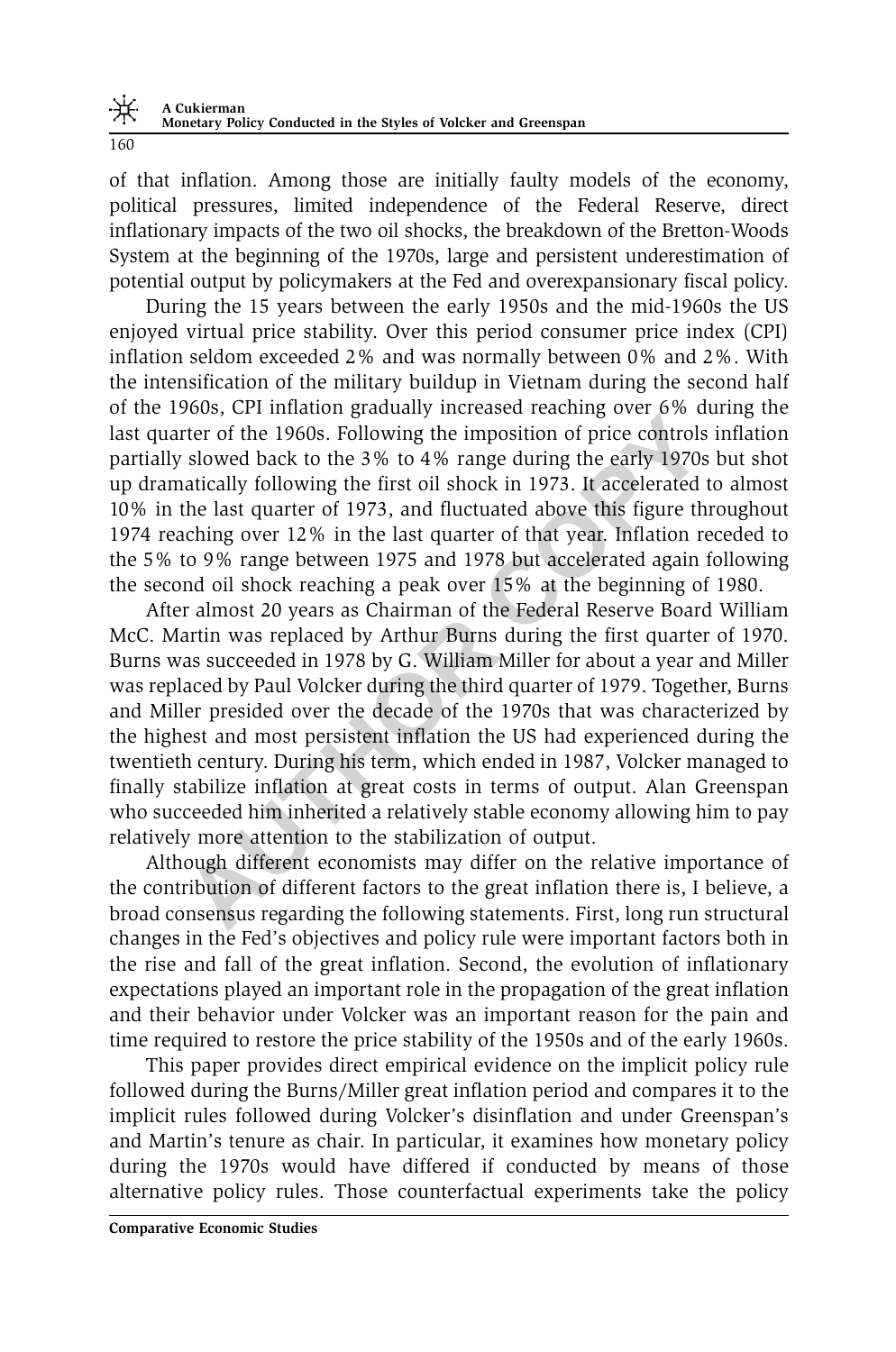of that inflation. Among those are initially faulty models of the economy, political pressures, limited independence of the Federal Reserve, direct inflationary impacts of the two oil shocks, the breakdown of the Bretton-Woods System at the beginning of the 1970s, large and persistent underestimation of potential output by policymakers at the Fed and overexpansionary fiscal policy.

During the 15 years between the early 1950s and the mid-1960s the US enjoyed virtual price stability. Over this period consumer price index (CPI) inflation seldom exceeded 2% and was normally between 0% and 2%. With the intensification of the military buildup in Vietnam during the second half of the 1960s, CPI inflation gradually increased reaching over 6% during the last quarter of the 1960s. Following the imposition of price controls inflation partially slowed back to the 3% to 4% range during the early 1970s but shot up dramatically following the first oil shock in 1973. It accelerated to almost 10% in the last quarter of 1973, and fluctuated above this figure throughout 1974 reaching over 12% in the last quarter of that year. Inflation receded to the 5% to 9% range between 1975 and 1978 but accelerated again following the second oil shock reaching a peak over 15% at the beginning of 1980.

After almost 20 years as Chairman of the Federal Reserve Board William McC. Martin was replaced by Arthur Burns during the first quarter of 1970. Burns was succeeded in 1978 by G. William Miller for about a year and Miller was replaced by Paul Volcker during the third quarter of 1979. Together, Burns and Miller presided over the decade of the 1970s that was characterized by the highest and most persistent inflation the US had experienced during the twentieth century. During his term, which ended in 1987, Volcker managed to finally stabilize inflation at great costs in terms of output. Alan Greenspan who succeeded him inherited a relatively stable economy allowing him to pay relatively more attention to the stabilization of output.

Although different economists may differ on the relative importance of the contribution of different factors to the great inflation there is, I believe, a broad consensus regarding the following statements. First, long run structural changes in the Fed's objectives and policy rule were important factors both in the rise and fall of the great inflation. Second, the evolution of inflationary expectations played an important role in the propagation of the great inflation and their behavior under Volcker was an important reason for the pain and time required to restore the price stability of the 1950s and of the early 1960s.

This paper provides direct empirical evidence on the implicit policy rule followed during the Burns/Miller great inflation period and compares it to the implicit rules followed during Volcker's disinflation and under Greenspan's and Martin's tenure as chair. In particular, it examines how monetary policy during the 1970s would have differed if conducted by means of those alternative policy rules. Those counterfactual experiments take the policy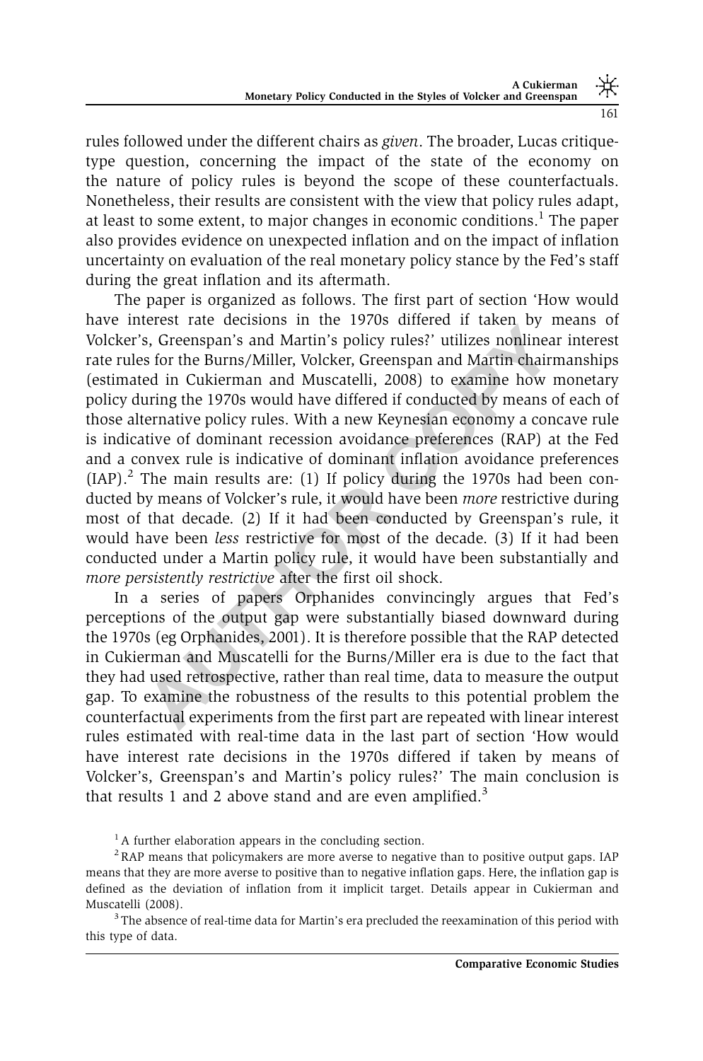rules followed under the different chairs as *given*. The broader, Lucas critique-type question, concerning the impact of the state of the economy on the nature of policy rules is beyond the scope of these counterfactuals. Nonetheless, their results are consistent with the view that policy rules adapt, at least to some extent, to major changes in economic conditions.[1] The paper also provides evidence on unexpected inflation and on the impact of inflation uncertainty on evaluation of the real monetary policy stance by the Fed's staff during the great inflation and its aftermath.

The paper is organized as follows. The first part of section 'How would have interest rate decisions in the 1970s differed if taken by means of Volcker's, Greenspan's and Martin's policy rules?' utilizes nonlinear interest rate rules for the Burns/Miller, Volcker, Greenspan and Martin chairmanships (estimated in Cukierman and Muscatelli, 2008) to examine how monetary policy during the 1970s would have differed if conducted by means of each of those alternative policy rules. With a new Keynesian economy a concave rule is indicative of dominant recession avoidance preferences (RAP) at the Fed and a convex rule is indicative of dominant inflation avoidance preferences (IAP).[2] The main results are: (1) If policy during the 1970s had been conducted by means of Volcker's rule, it would have been *more* restrictive during most of that decade. (2) If it had been conducted by Greenspan's rule, it would have been *less* restrictive for most of the decade. (3) If it had been conducted under a Martin policy rule, it would have been substantially and *more persistently restrictive* after the first oil shock.

In a series of papers Orphanides convincingly argues that Fed's perceptions of the output gap were substantially biased downward during the 1970s (eg Orphanides, 2001). It is therefore possible that the RAP detected in Cukierman and Muscatelli for the Burns/Miller era is due to the fact that they had used retrospective, rather than real time, data to measure the output gap. To examine the robustness of the results to this potential problem the counterfactual experiments from the first part are repeated with linear interest rules estimated with real-time data in the last part of section 'How would have interest rate decisions in the 1970s differed if taken by means of Volcker's, Greenspan's and Martin's policy rules?' The main conclusion is that results 1 and 2 above stand and are even amplified.[3]

[1] A further elaboration appears in the concluding section.

[2] RAP means that policymakers are more averse to negative than to positive output gaps. IAP means that they are more averse to positive than to negative inflation gaps. Here, the inflation gap is defined as the deviation of inflation from it implicit target. Details appear in Cukierman and Muscatelli (2008).

[3] The absence of real-time data for Martin's era precluded the reexamination of this period with this type of data.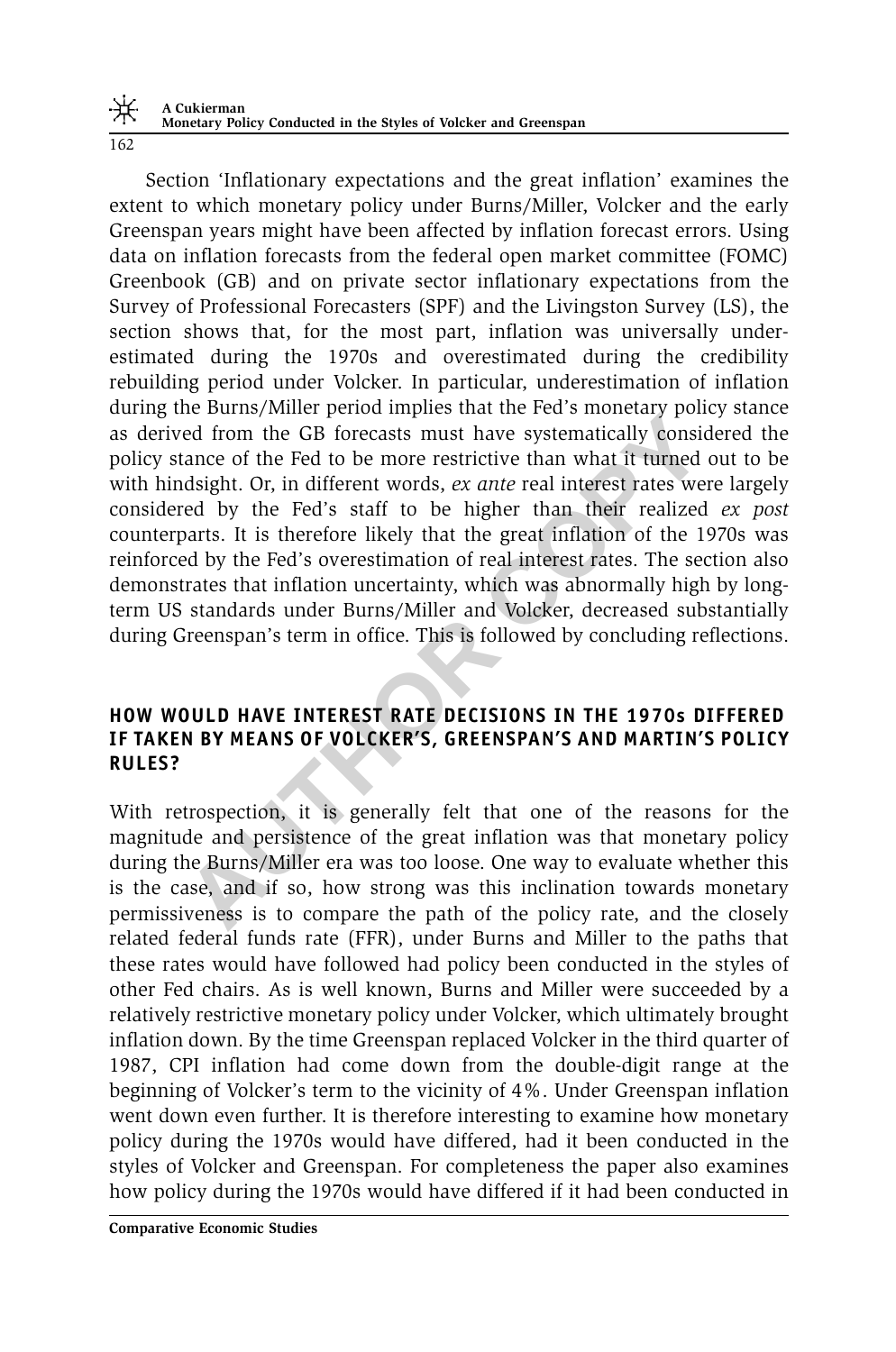Section 'Inflationary expectations and the great inflation' examines the extent to which monetary policy under Burns/Miller, Volcker and the early Greenspan years might have been affected by inflation forecast errors. Using data on inflation forecasts from the federal open market committee (FOMC) Greenbook (GB) and on private sector inflationary expectations from the Survey of Professional Forecasters (SPF) and the Livingston Survey (LS), the section shows that, for the most part, inflation was universally underestimated during the 1970s and overestimated during the credibility rebuilding period under Volcker. In particular, underestimation of inflation during the Burns/Miller period implies that the Fed's monetary policy stance as derived from the GB forecasts must have systematically considered the policy stance of the Fed to be more restrictive than what it turned out to be with hindsight. Or, in different words, *ex ante* real interest rates were largely considered by the Fed's staff to be higher than their realized *ex post* counterparts. It is therefore likely that the great inflation of the 1970s was reinforced by the Fed's overestimation of real interest rates. The section also demonstrates that inflation uncertainty, which was abnormally high by long-term US standards under Burns/Miller and Volcker, decreased substantially during Greenspan's term in office. This is followed by concluding reflections.

## HOW WOULD HAVE INTEREST RATE DECISIONS IN THE 1970s DIFFERED IF TAKEN BY MEANS OF VOLCKER'S, GREENSPAN'S AND MARTIN'S POLICY RULES?

With retrospection, it is generally felt that one of the reasons for the magnitude and persistence of the great inflation was that monetary policy during the Burns/Miller era was too loose. One way to evaluate whether this is the case, and if so, how strong was this inclination towards monetary permissiveness is to compare the path of the policy rate, and the closely related federal funds rate (FFR), under Burns and Miller to the paths that these rates would have followed had policy been conducted in the styles of other Fed chairs. As is well known, Burns and Miller were succeeded by a relatively restrictive monetary policy under Volcker, which ultimately brought inflation down. By the time Greenspan replaced Volcker in the third quarter of 1987, CPI inflation had come down from the double-digit range at the beginning of Volcker's term to the vicinity of 4%. Under Greenspan inflation went down even further. It is therefore interesting to examine how monetary policy during the 1970s would have differed, had it been conducted in the styles of Volcker and Greenspan. For completeness the paper also examines how policy during the 1970s would have differed if it had been conducted in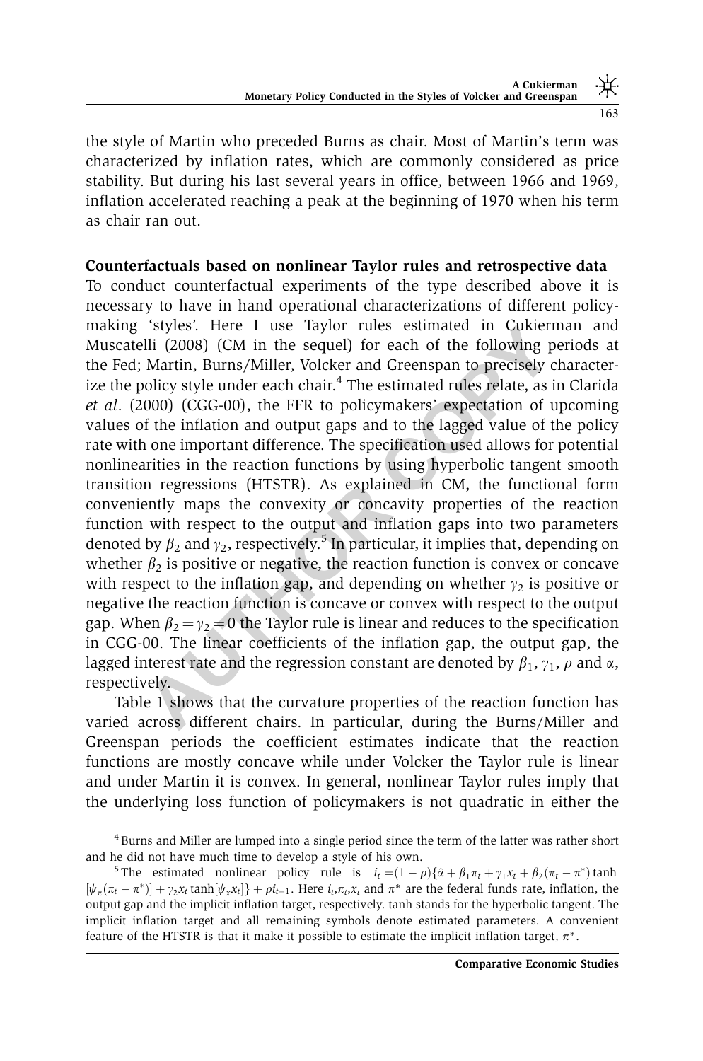the style of Martin who preceded Burns as chair. Most of Martin's term was characterized by inflation rates, which are commonly considered as price stability. But during his last several years in office, between 1966 and 1969, inflation accelerated reaching a peak at the beginning of 1970 when his term as chair ran out.

**Counterfactuals based on nonlinear Taylor rules and retrospective data**

To conduct counterfactual experiments of the type described above it is necessary to have in hand operational characterizations of different policy-making 'styles'. Here I use Taylor rules estimated in Cukierman and Muscatelli (2008) (CM in the sequel) for each of the following periods at the Fed; Martin, Burns/Miller, Volcker and Greenspan to precisely characterize the policy style under each chair.[4] The estimated rules relate, as in Clarida *et al*. (2000) (CGG-00), the FFR to policymakers' expectation of upcoming values of the inflation and output gaps and to the lagged value of the policy rate with one important difference. The specification used allows for potential nonlinearities in the reaction functions by using hyperbolic tangent smooth transition regressions (HTSTR). As explained in CM, the functional form conveniently maps the convexity or concavity properties of the reaction function with respect to the output and inflation gaps into two parameters denoted by $\beta_2$ and $\gamma_2$, respectively.[5] In particular, it implies that, depending on whether $\beta_2$ is positive or negative, the reaction function is convex or concave with respect to the inflation gap, and depending on whether $\gamma_2$ is positive or negative the reaction function is concave or convex with respect to the output gap. When $\beta_2 = \gamma_2 = 0$ the Taylor rule is linear and reduces to the specification in CGG-00. The linear coefficients of the inflation gap, the output gap, the lagged interest rate and the regression constant are denoted by $\beta_1$, $\gamma_1$, $\rho$ and $\alpha$, respectively.

Table 1 shows that the curvature properties of the reaction function has varied across different chairs. In particular, during the Burns/Miller and Greenspan periods the coefficient estimates indicate that the reaction functions are mostly concave while under Volcker the Taylor rule is linear and under Martin it is convex. In general, nonlinear Taylor rules imply that the underlying loss function of policymakers is not quadratic in either the

[4] Burns and Miller are lumped into a single period since the term of the latter was rather short and he did not have much time to develop a style of his own.

[5] The estimated nonlinear policy rule is $i_t = (1-\rho)\{\hat{\alpha} + \beta_1 \pi_t + \gamma_1 x_t + \beta_2 (\pi_t - \pi^*) \tanh[\psi_\pi (\pi_t - \pi^*)] + \gamma_2 x_t \tanh[\psi_x x_t]\} + \rho i_{t-1}$. Here $i_t, \pi_t, x_t$ and $\pi^*$ are the federal funds rate, inflation, the output gap and the implicit inflation target, respectively. tanh stands for the hyperbolic tangent. The implicit inflation target and all remaining symbols denote estimated parameters. A convenient feature of the HTSTR is that it make it possible to estimate the implicit inflation target, $\pi^*$.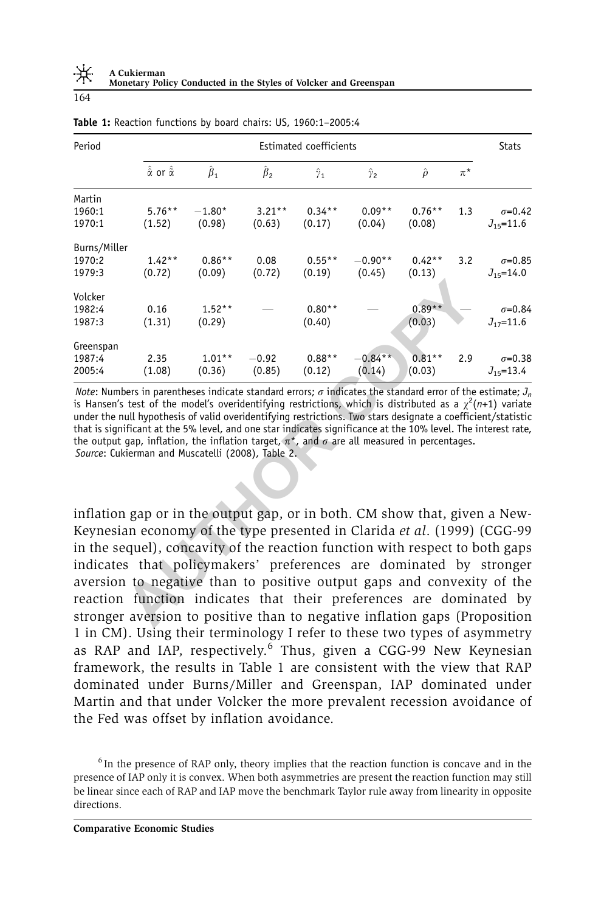**Table 1:** Reaction functions by board chairs: US, 1960:1–2005:4

| Period | Estimated coefficients | | | | | | | Stats |
|---|---|---|---|---|---|---|---|---|
| | $\hat{\hat{\alpha}}$ or $\hat{\tilde{\alpha}}$ | $\hat{\beta}_1$ | $\hat{\beta}_2$ | $\hat{\gamma}_1$ | $\hat{\gamma}_2$ | $\hat{\rho}$ | $\pi^*$ | |
| Martin 1960:1 1970:1 | 5.76** (1.52) | −1.80* (0.98) | 3.21** (0.63) | 0.34** (0.17) | 0.09** (0.04) | 0.76** (0.08) | 1.3 | $\sigma$=0.42 $J_{15}$=11.6 |
| Burns/Miller 1970:2 1979:3 | 1.42** (0.72) | 0.86** (0.09) | 0.08 (0.72) | 0.55** (0.19) | −0.90** (0.45) | 0.42** (0.13) | 3.2 | $\sigma$=0.85 $J_{15}$=14.0 |
| Volcker 1982:4 1987:3 | 0.16 (1.31) | 1.52** (0.29) | — | 0.80** (0.40) | — | 0.89** (0.03) | — | $\sigma$=0.84 $J_{17}$=11.6 |
| Greenspan 1987:4 2005:4 | 2.35 (1.08) | 1.01** (0.36) | −0.92 (0.85) | 0.88** (0.12) | −0.84** (0.14) | 0.81** (0.03) | 2.9 | $\sigma$=0.38 $J_{15}$=13.4 |

*Note*: Numbers in parentheses indicate standard errors; $\sigma$ indicates the standard error of the estimate; $J_n$ is Hansen's test of the model's overidentifying restrictions, which is distributed as a $\chi^2(n+1)$ variate under the null hypothesis of valid overidentifying restrictions. Two stars designate a coefficient/statistic that is significant at the 5% level, and one star indicates significance at the 10% level. The interest rate, the output gap, inflation, the inflation target, $\pi^*$, and $\sigma$ are all measured in percentages.
*Source*: Cukierman and Muscatelli (2008), Table 2.

inflation gap or in the output gap, or in both. CM show that, given a New-Keynesian economy of the type presented in Clarida *et al*. (1999) (CGG-99 in the sequel), concavity of the reaction function with respect to both gaps indicates that policymakers' preferences are dominated by stronger aversion to negative than to positive output gaps and convexity of the reaction function indicates that their preferences are dominated by stronger aversion to positive than to negative inflation gaps (Proposition 1 in CM). Using their terminology I refer to these two types of asymmetry as RAP and IAP, respectively.[6] Thus, given a CGG-99 New Keynesian framework, the results in Table 1 are consistent with the view that RAP dominated under Burns/Miller and Greenspan, IAP dominated under Martin and that under Volcker the more prevalent recession avoidance of the Fed was offset by inflation avoidance.

[6] In the presence of RAP only, theory implies that the reaction function is concave and in the presence of IAP only it is convex. When both asymmetries are present the reaction function may still be linear since each of RAP and IAP move the benchmark Taylor rule away from linearity in opposite directions.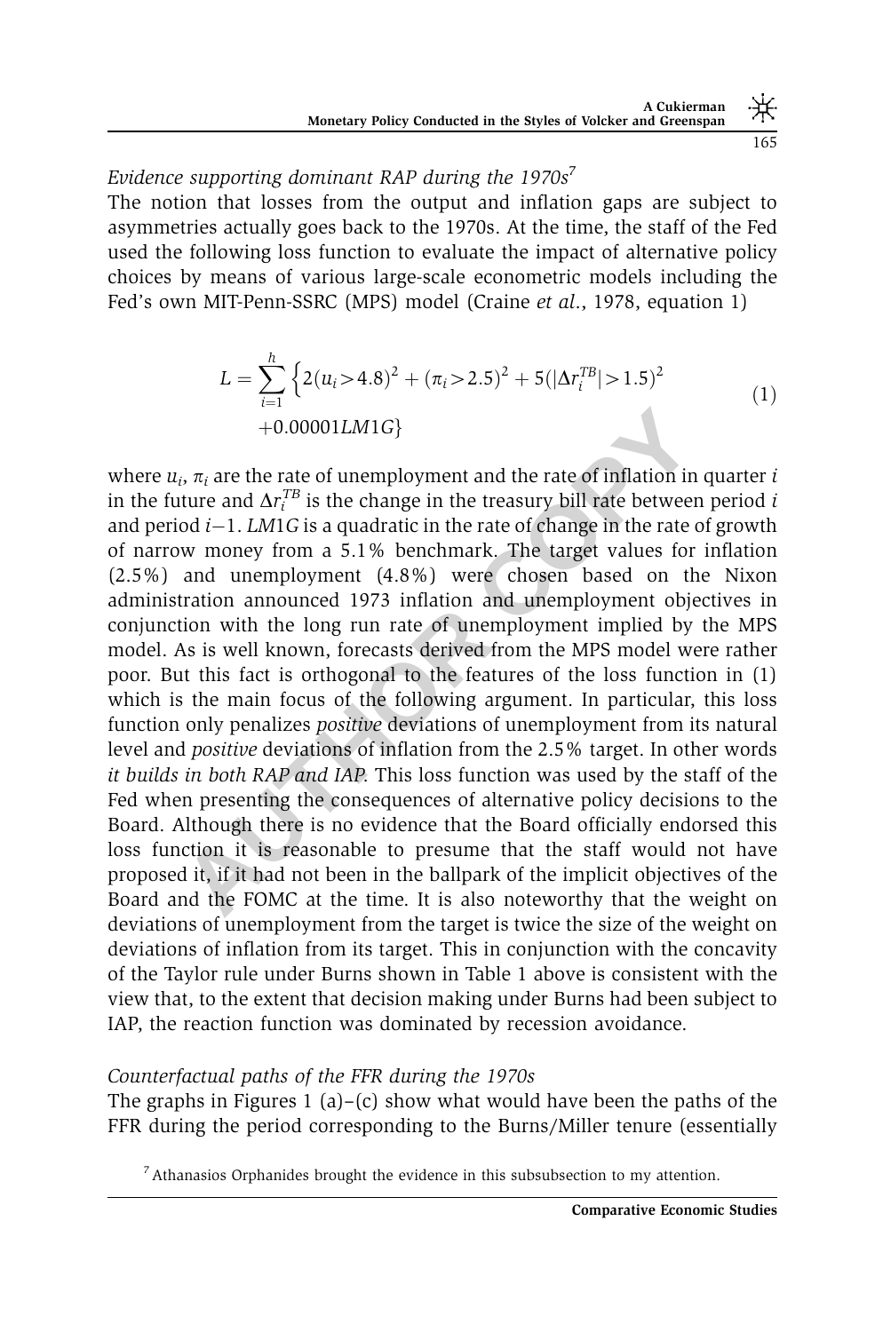*Evidence supporting dominant RAP during the 1970s*[7]

The notion that losses from the output and inflation gaps are subject to asymmetries actually goes back to the 1970s. At the time, the staff of the Fed used the following loss function to evaluate the impact of alternative policy choices by means of various large-scale econometric models including the Fed's own MIT-Penn-SSRC (MPS) model (Craine *et al.*, 1978, equation 1)

$$L = \sum_{i=1}^{h} \Big\{ 2(u_i > 4.8)^2 + (\pi_i > 2.5)^2 + 5(|\Delta r_i^{TB}| > 1.5)^2 + 0.00001LM1G \Big\} \tag{1}$$

where $u_i$, $\pi_i$ are the rate of unemployment and the rate of inflation in quarter $i$ in the future and $\Delta r_i^{TB}$ is the change in the treasury bill rate between period $i$ and period $i-1$. $LM1G$ is a quadratic in the rate of change in the rate of growth of narrow money from a 5.1% benchmark. The target values for inflation (2.5%) and unemployment (4.8%) were chosen based on the Nixon administration announced 1973 inflation and unemployment objectives in conjunction with the long run rate of unemployment implied by the MPS model. As is well known, forecasts derived from the MPS model were rather poor. But this fact is orthogonal to the features of the loss function in (1) which is the main focus of the following argument. In particular, this loss function only penalizes *positive* deviations of unemployment from its natural level and *positive* deviations of inflation from the 2.5% target. In other words *it builds in both RAP and IAP*. This loss function was used by the staff of the Fed when presenting the consequences of alternative policy decisions to the Board. Although there is no evidence that the Board officially endorsed this loss function it is reasonable to presume that the staff would not have proposed it, if it had not been in the ballpark of the implicit objectives of the Board and the FOMC at the time. It is also noteworthy that the weight on deviations of unemployment from the target is twice the size of the weight on deviations of inflation from its target. This in conjunction with the concavity of the Taylor rule under Burns shown in Table 1 above is consistent with the view that, to the extent that decision making under Burns had been subject to IAP, the reaction function was dominated by recession avoidance.

*Counterfactual paths of the FFR during the 1970s*

The graphs in Figures 1 (a)–(c) show what would have been the paths of the FFR during the period corresponding to the Burns/Miller tenure (essentially

[7] Athanasios Orphanides brought the evidence in this subsubsection to my attention.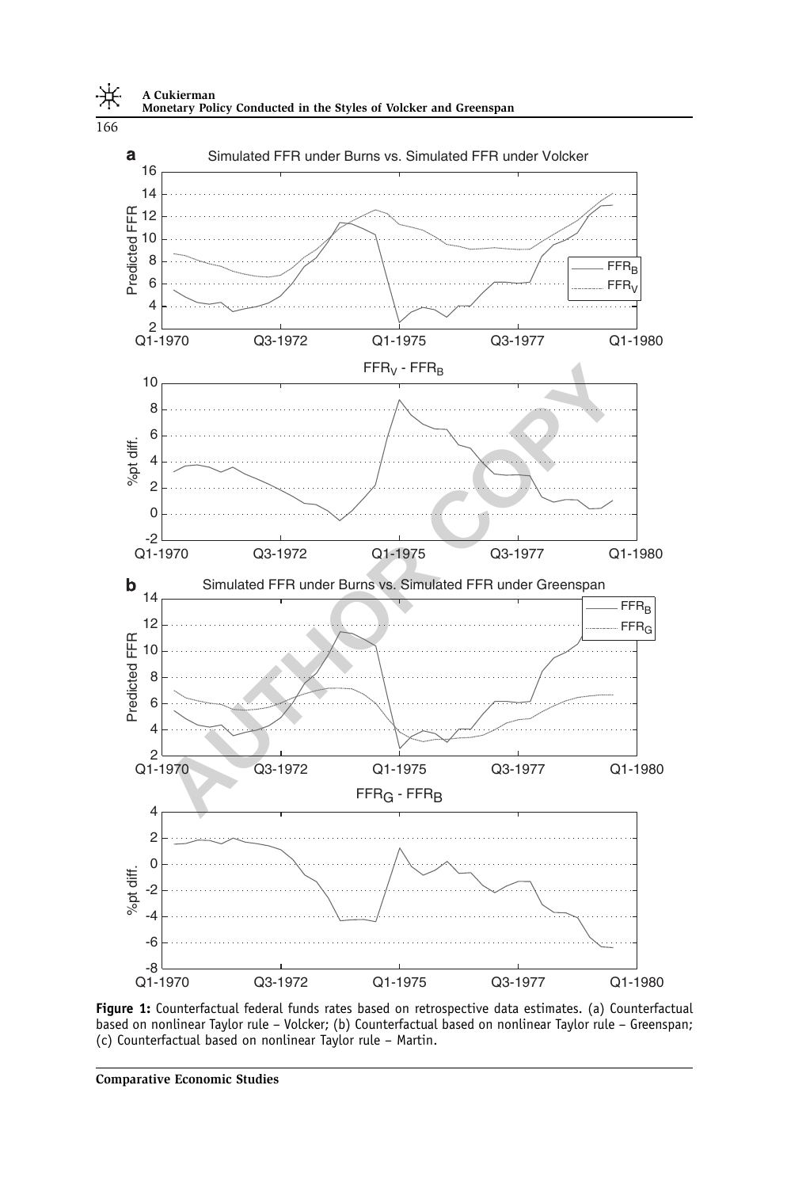**Figure 1:** Counterfactual federal funds rates based on retrospective data estimates. (a) Counterfactual based on nonlinear Taylor rule – Volcker; (b) Counterfactual based on nonlinear Taylor rule – Greenspan; (c) Counterfactual based on nonlinear Taylor rule – Martin.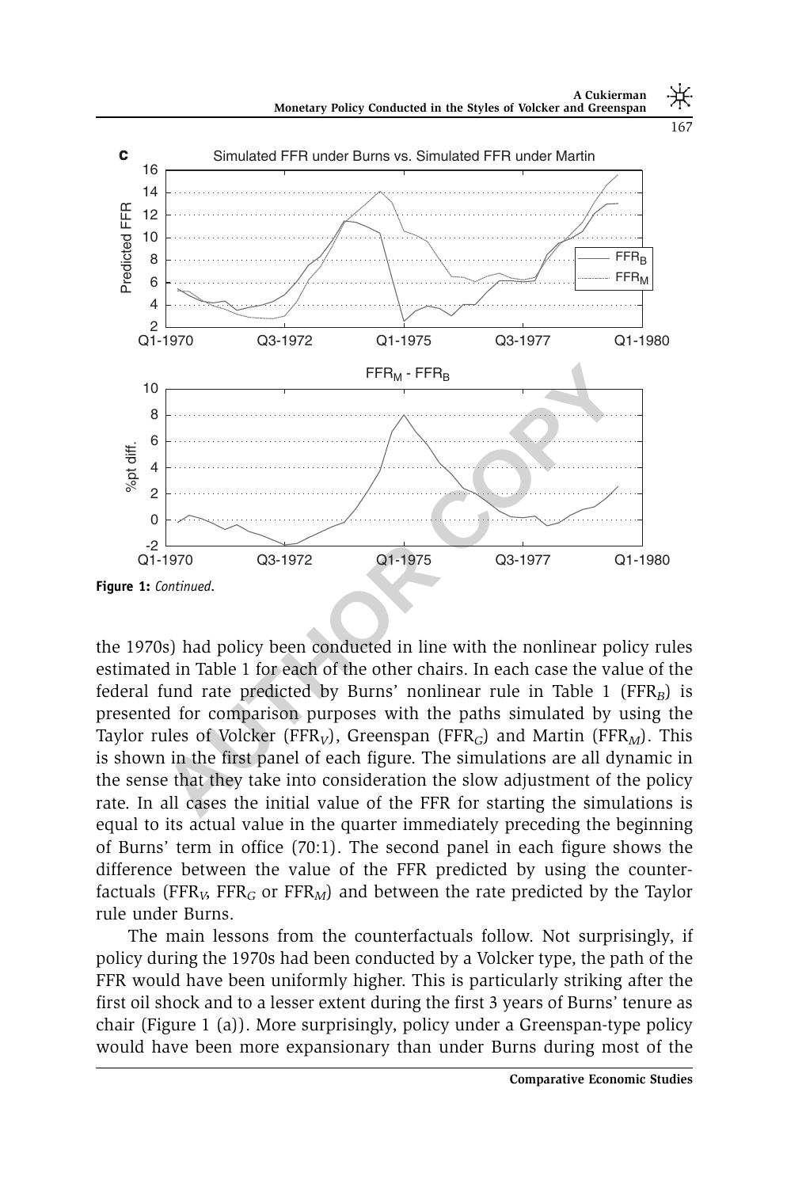Figure 1: *Continued*.

the 1970s) had policy been conducted in line with the nonlinear policy rules estimated in Table 1 for each of the other chairs. In each case the value of the federal fund rate predicted by Burns' nonlinear rule in Table 1 ($FFR_B$) is presented for comparison purposes with the paths simulated by using the Taylor rules of Volcker ($FFR_V$), Greenspan ($FFR_G$) and Martin ($FFR_M$). This is shown in the first panel of each figure. The simulations are all dynamic in the sense that they take into consideration the slow adjustment of the policy rate. In all cases the initial value of the FFR for starting the simulations is equal to its actual value in the quarter immediately preceding the beginning of Burns' term in office (70:1). The second panel in each figure shows the difference between the value of the FFR predicted by using the counterfactuals ($FFR_V$, $FFR_G$ or $FFR_M$) and between the rate predicted by the Taylor rule under Burns.

The main lessons from the counterfactuals follow. Not surprisingly, if policy during the 1970s had been conducted by a Volcker type, the path of the FFR would have been uniformly higher. This is particularly striking after the first oil shock and to a lesser extent during the first 3 years of Burns' tenure as chair (Figure 1 (a)). More surprisingly, policy under a Greenspan-type policy would have been more expansionary than under Burns during most of the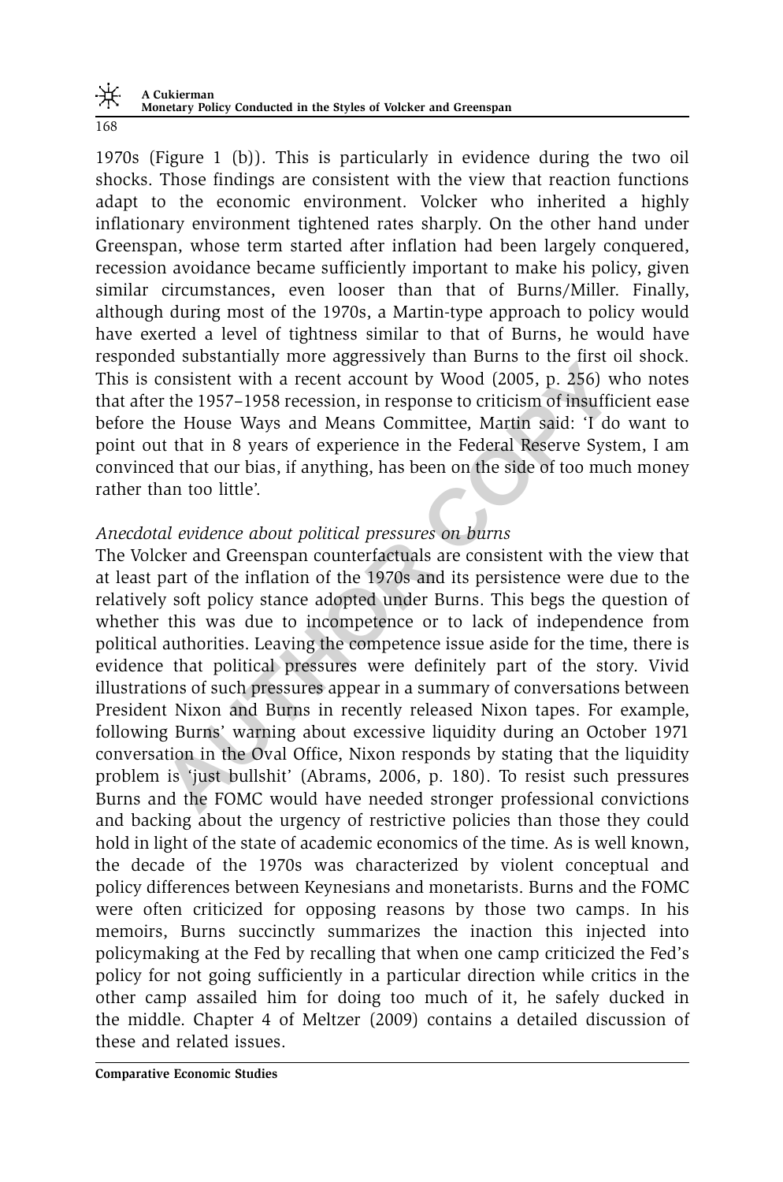1970s (Figure 1 (b)). This is particularly in evidence during the two oil shocks. Those findings are consistent with the view that reaction functions adapt to the economic environment. Volcker who inherited a highly inflationary environment tightened rates sharply. On the other hand under Greenspan, whose term started after inflation had been largely conquered, recession avoidance became sufficiently important to make his policy, given similar circumstances, even looser than that of Burns/Miller. Finally, although during most of the 1970s, a Martin-type approach to policy would have exerted a level of tightness similar to that of Burns, he would have responded substantially more aggressively than Burns to the first oil shock. This is consistent with a recent account by Wood (2005, p. 256) who notes that after the 1957–1958 recession, in response to criticism of insufficient ease before the House Ways and Means Committee, Martin said: 'I do want to point out that in 8 years of experience in the Federal Reserve System, I am convinced that our bias, if anything, has been on the side of too much money rather than too little'.

*Anecdotal evidence about political pressures on burns*

The Volcker and Greenspan counterfactuals are consistent with the view that at least part of the inflation of the 1970s and its persistence were due to the relatively soft policy stance adopted under Burns. This begs the question of whether this was due to incompetence or to lack of independence from political authorities. Leaving the competence issue aside for the time, there is evidence that political pressures were definitely part of the story. Vivid illustrations of such pressures appear in a summary of conversations between President Nixon and Burns in recently released Nixon tapes. For example, following Burns' warning about excessive liquidity during an October 1971 conversation in the Oval Office, Nixon responds by stating that the liquidity problem is 'just bullshit' (Abrams, 2006, p. 180). To resist such pressures Burns and the FOMC would have needed stronger professional convictions and backing about the urgency of restrictive policies than those they could hold in light of the state of academic economics of the time. As is well known, the decade of the 1970s was characterized by violent conceptual and policy differences between Keynesians and monetarists. Burns and the FOMC were often criticized for opposing reasons by those two camps. In his memoirs, Burns succinctly summarizes the inaction this injected into policymaking at the Fed by recalling that when one camp criticized the Fed's policy for not going sufficiently in a particular direction while critics in the other camp assailed him for doing too much of it, he safely ducked in the middle. Chapter 4 of Meltzer (2009) contains a detailed discussion of these and related issues.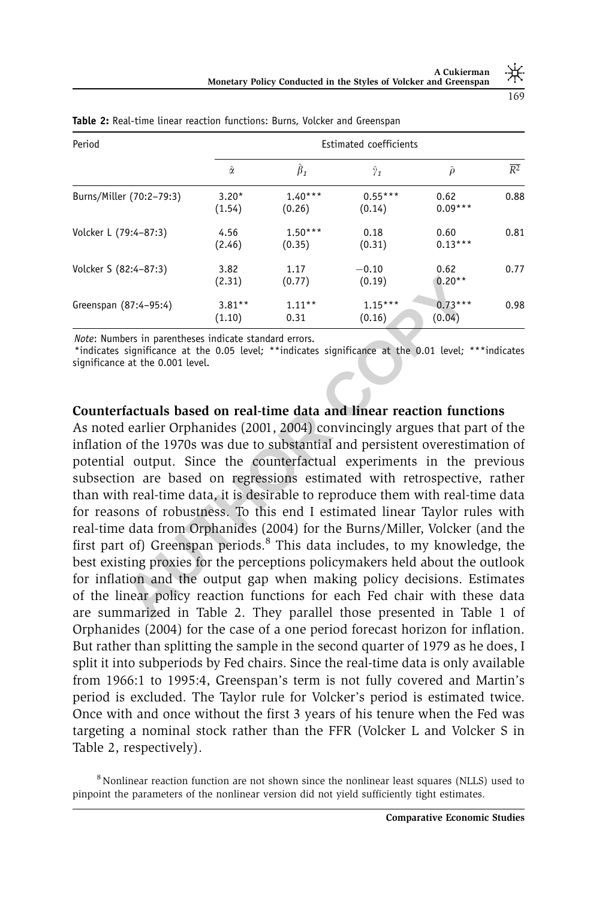**Table 2:** Real-time linear reaction functions: Burns, Volcker and Greenspan

| Period | Estimated coefficients | | | | |
|---|---|---|---|---|---|
| | $\hat{\alpha}$ | $\hat{\beta}_1$ | $\hat{\gamma}_1$ | $\hat{\rho}$ | $\overline{R^2}$ |
| Burns/Miller (70:2–79:3) | 3.20* (1.54) | 1.40*** (0.26) | 0.55*** (0.14) | 0.62 0.09*** | 0.88 |
| Volcker L (79:4–87:3) | 4.56 (2.46) | 1.50*** (0.35) | 0.18 (0.31) | 0.60 0.13*** | 0.81 |
| Volcker S (82:4–87:3) | 3.82 (2.31) | 1.17 (0.77) | −0.10 (0.19) | 0.62 0.20** | 0.77 |
| Greenspan (87:4–95:4) | 3.81** (1.10) | 1.11** 0.31 | 1.15*** (0.16) | 0.73*** (0.04) | 0.98 |

*Note*: Numbers in parentheses indicate standard errors.
*indicates significance at the 0.05 level; **indicates significance at the 0.01 level; ***indicates significance at the 0.001 level.

**Counterfactuals based on real-time data and linear reaction functions**

As noted earlier Orphanides (2001, 2004) convincingly argues that part of the inflation of the 1970s was due to substantial and persistent overestimation of potential output. Since the counterfactual experiments in the previous subsection are based on regressions estimated with retrospective, rather than with real-time data, it is desirable to reproduce them with real-time data for reasons of robustness. To this end I estimated linear Taylor rules with real-time data from Orphanides (2004) for the Burns/Miller, Volcker (and the first part of) Greenspan periods.[8] This data includes, to my knowledge, the best existing proxies for the perceptions policymakers held about the outlook for inflation and the output gap when making policy decisions. Estimates of the linear policy reaction functions for each Fed chair with these data are summarized in Table 2. They parallel those presented in Table 1 of Orphanides (2004) for the case of a one period forecast horizon for inflation. But rather than splitting the sample in the second quarter of 1979 as he does, I split it into subperiods by Fed chairs. Since the real-time data is only available from 1966:1 to 1995:4, Greenspan's term is not fully covered and Martin's period is excluded. The Taylor rule for Volcker's period is estimated twice. Once with and once without the first 3 years of his tenure when the Fed was targeting a nominal stock rather than the FFR (Volcker L and Volcker S in Table 2, respectively).

[8] Nonlinear reaction function are not shown since the nonlinear least squares (NLLS) used to pinpoint the parameters of the nonlinear version did not yield sufficiently tight estimates.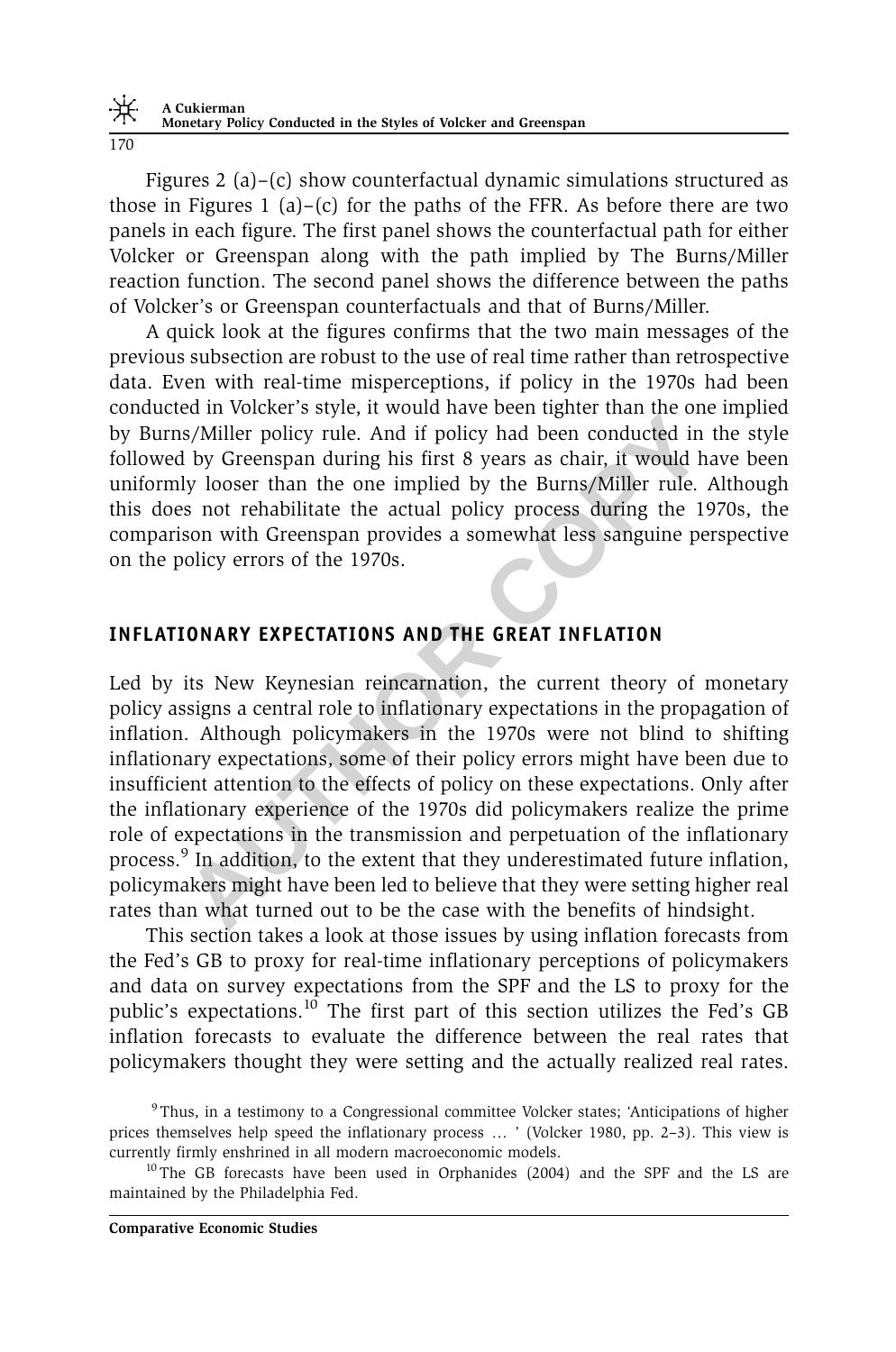Figures 2 (a)–(c) show counterfactual dynamic simulations structured as those in Figures 1 (a)–(c) for the paths of the FFR. As before there are two panels in each figure. The first panel shows the counterfactual path for either Volcker or Greenspan along with the path implied by The Burns/Miller reaction function. The second panel shows the difference between the paths of Volcker's or Greenspan counterfactuals and that of Burns/Miller.

A quick look at the figures confirms that the two main messages of the previous subsection are robust to the use of real time rather than retrospective data. Even with real-time misperceptions, if policy in the 1970s had been conducted in Volcker's style, it would have been tighter than the one implied by Burns/Miller policy rule. And if policy had been conducted in the style followed by Greenspan during his first 8 years as chair, it would have been uniformly looser than the one implied by the Burns/Miller rule. Although this does not rehabilitate the actual policy process during the 1970s, the comparison with Greenspan provides a somewhat less sanguine perspective on the policy errors of the 1970s.

## INFLATIONARY EXPECTATIONS AND THE GREAT INFLATION

Led by its New Keynesian reincarnation, the current theory of monetary policy assigns a central role to inflationary expectations in the propagation of inflation. Although policymakers in the 1970s were not blind to shifting inflationary expectations, some of their policy errors might have been due to insufficient attention to the effects of policy on these expectations. Only after the inflationary experience of the 1970s did policymakers realize the prime role of expectations in the transmission and perpetuation of the inflationary process.[9] In addition, to the extent that they underestimated future inflation, policymakers might have been led to believe that they were setting higher real rates than what turned out to be the case with the benefits of hindsight.

This section takes a look at those issues by using inflation forecasts from the Fed's GB to proxy for real-time inflationary perceptions of policymakers and data on survey expectations from the SPF and the LS to proxy for the public's expectations.[10] The first part of this section utilizes the Fed's GB inflation forecasts to evaluate the difference between the real rates that policymakers thought they were setting and the actually realized real rates.

[9] Thus, in a testimony to a Congressional committee Volcker states; 'Anticipations of higher prices themselves help speed the inflationary process … ' (Volcker 1980, pp. 2–3). This view is currently firmly enshrined in all modern macroeconomic models.

[10] The GB forecasts have been used in Orphanides (2004) and the SPF and the LS are maintained by the Philadelphia Fed.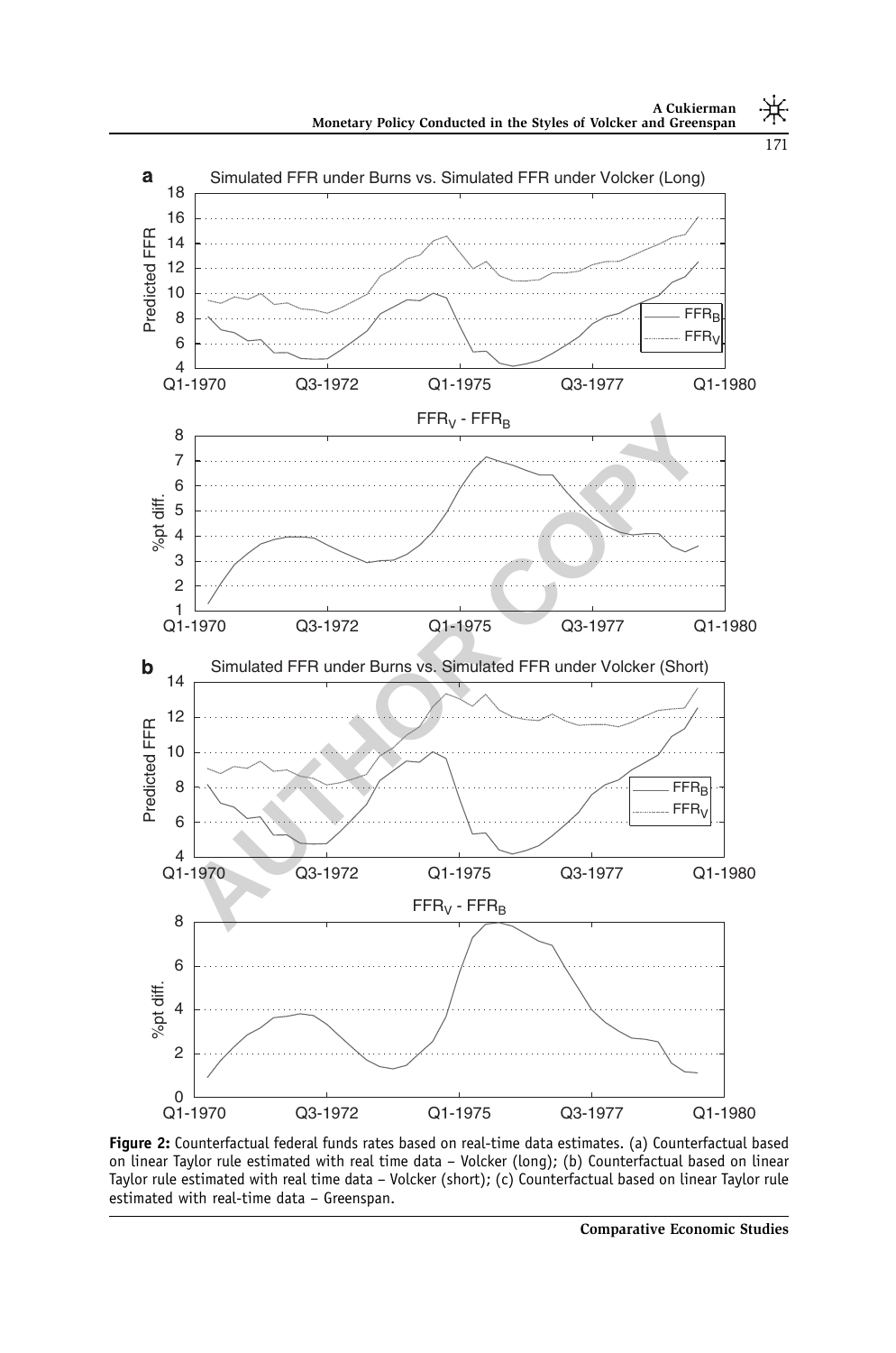**Figure 2:** Counterfactual federal funds rates based on real-time data estimates. (a) Counterfactual based on linear Taylor rule estimated with real time data – Volcker (long); (b) Counterfactual based on linear Taylor rule estimated with real time data – Volcker (short); (c) Counterfactual based on linear Taylor rule estimated with real-time data – Greenspan.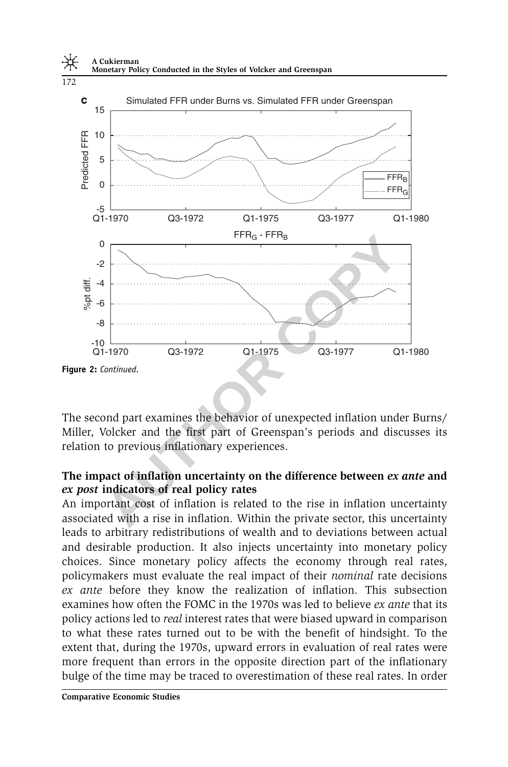**Figure 2:** *Continued.*

The second part examines the behavior of unexpected inflation under Burns/Miller, Volcker and the first part of Greenspan's periods and discusses its relation to previous inflationary experiences.

### The impact of inflation uncertainty on the difference between *ex ante* and *ex post* indicators of real policy rates

An important cost of inflation is related to the rise in inflation uncertainty associated with a rise in inflation. Within the private sector, this uncertainty leads to arbitrary redistributions of wealth and to deviations between actual and desirable production. It also injects uncertainty into monetary policy choices. Since monetary policy affects the economy through real rates, policymakers must evaluate the real impact of their *nominal* rate decisions *ex ante* before they know the realization of inflation. This subsection examines how often the FOMC in the 1970s was led to believe *ex ante* that its policy actions led to *real* interest rates that were biased upward in comparison to what these rates turned out to be with the benefit of hindsight. To the extent that, during the 1970s, upward errors in evaluation of real rates were more frequent than errors in the opposite direction part of the inflationary bulge of the time may be traced to overestimation of these real rates. In order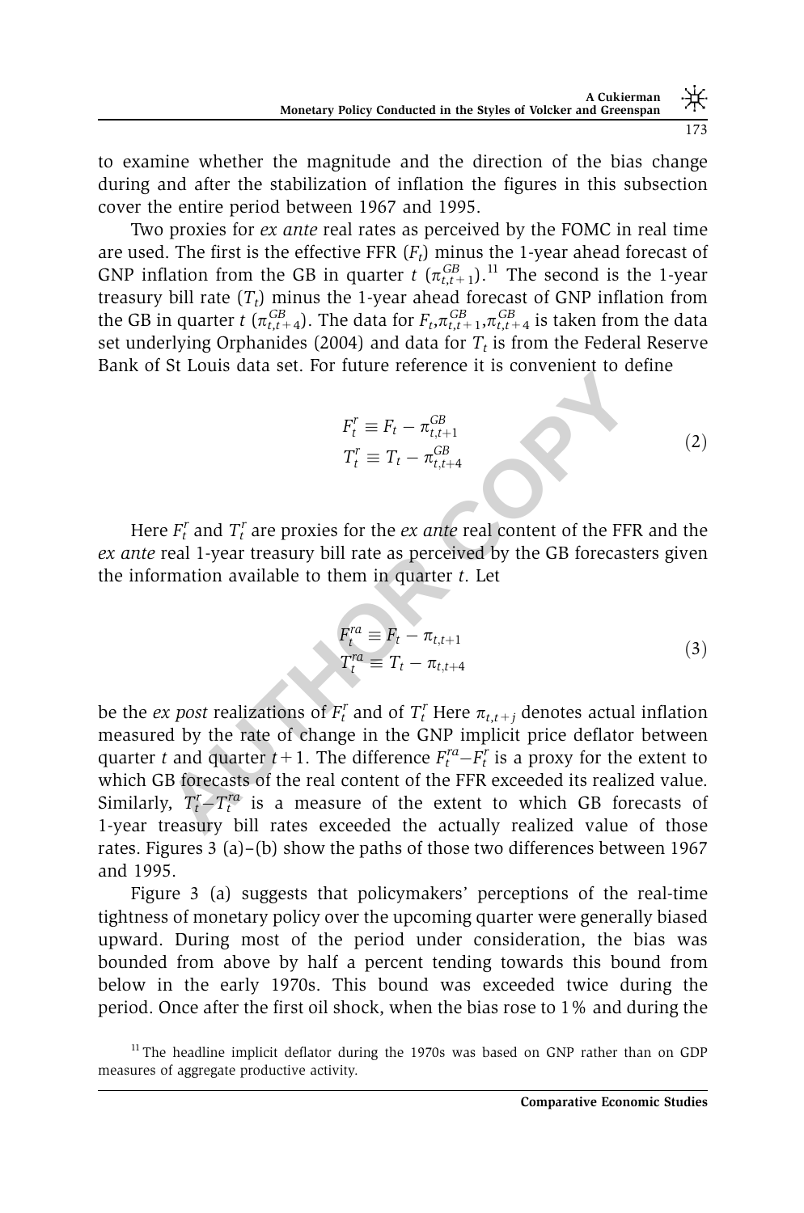to examine whether the magnitude and the direction of the bias change during and after the stabilization of inflation the figures in this subsection cover the entire period between 1967 and 1995.

Two proxies for *ex ante* real rates as perceived by the FOMC in real time are used. The first is the effective FFR ($F_t$) minus the 1-year ahead forecast of GNP inflation from the GB in quarter $t$ ($\pi_{t,t+1}^{GB}$).[11] The second is the 1-year treasury bill rate ($T_t$) minus the 1-year ahead forecast of GNP inflation from the GB in quarter $t$ ($\pi_{t,t+4}^{GB}$). The data for $F_t, \pi_{t,t+1}^{GB}, \pi_{t,t+4}^{GB}$ is taken from the data set underlying Orphanides (2004) and data for $T_t$ is from the Federal Reserve Bank of St Louis data set. For future reference it is convenient to define

$$
\begin{aligned}
F_t^r &\equiv F_t - \pi_{t,t+1}^{GB} \\
T_t^r &\equiv T_t - \pi_{t,t+4}^{GB}
\end{aligned}
\tag{2}
$$

Here $F_t^r$ and $T_t^r$ are proxies for the *ex ante* real content of the FFR and the *ex ante* real 1-year treasury bill rate as perceived by the GB forecasters given the information available to them in quarter $t$. Let

$$
\begin{aligned}
F_t^{ra} &\equiv F_t - \pi_{t,t+1} \\
T_t^{ra} &\equiv T_t - \pi_{t,t+4}
\end{aligned}
\tag{3}
$$

be the *ex post* realizations of $F_t^r$ and of $T_t^r$ Here $\pi_{t,t+j}$ denotes actual inflation measured by the rate of change in the GNP implicit price deflator between quarter $t$ and quarter $t+1$. The difference $F_t^{ra} - F_t^r$ is a proxy for the extent to which GB forecasts of the real content of the FFR exceeded its realized value. Similarly, $T_t^r - T_t^{ra}$ is a measure of the extent to which GB forecasts of 1-year treasury bill rates exceeded the actually realized value of those rates. Figures 3 (a)–(b) show the paths of those two differences between 1967 and 1995.

Figure 3 (a) suggests that policymakers' perceptions of the real-time tightness of monetary policy over the upcoming quarter were generally biased upward. During most of the period under consideration, the bias was bounded from above by half a percent tending towards this bound from below in the early 1970s. This bound was exceeded twice during the period. Once after the first oil shock, when the bias rose to 1% and during the

[11] The headline implicit deflator during the 1970s was based on GNP rather than on GDP measures of aggregate productive activity.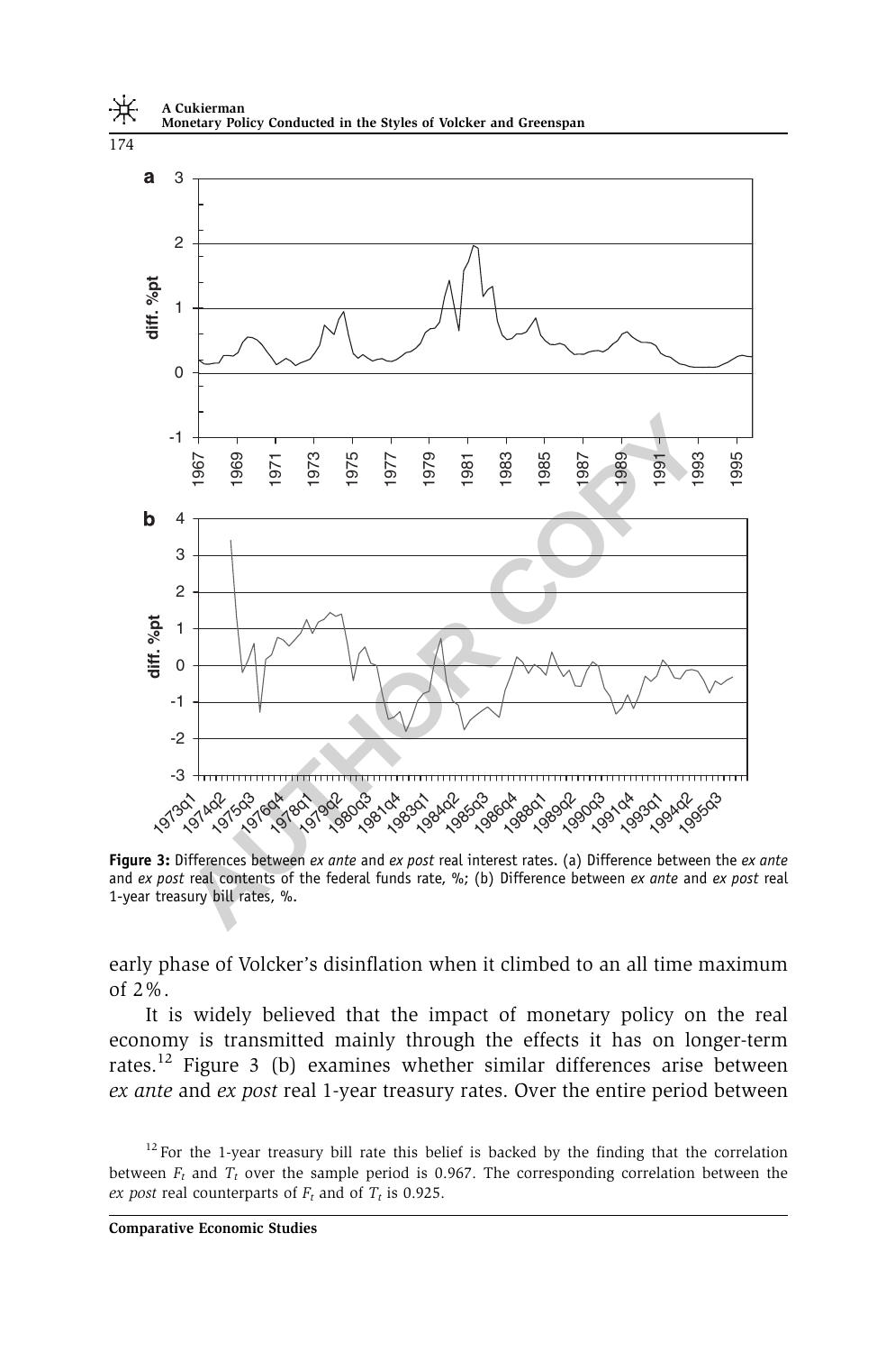**Figure 3:** Differences between *ex ante* and *ex post* real interest rates. (a) Difference between the *ex ante* and *ex post* real contents of the federal funds rate, %; (b) Difference between *ex ante* and *ex post* real 1-year treasury bill rates, %.

early phase of Volcker's disinflation when it climbed to an all time maximum of 2%.

It is widely believed that the impact of monetary policy on the real economy is transmitted mainly through the effects it has on longer-term rates.[12] Figure 3 (b) examines whether similar differences arise between *ex ante* and *ex post* real 1-year treasury rates. Over the entire period between

[12] For the 1-year treasury bill rate this belief is backed by the finding that the correlation between $F_t$ and $T_t$ over the sample period is 0.967. The corresponding correlation between the *ex post* real counterparts of $F_t$ and of $T_t$ is 0.925.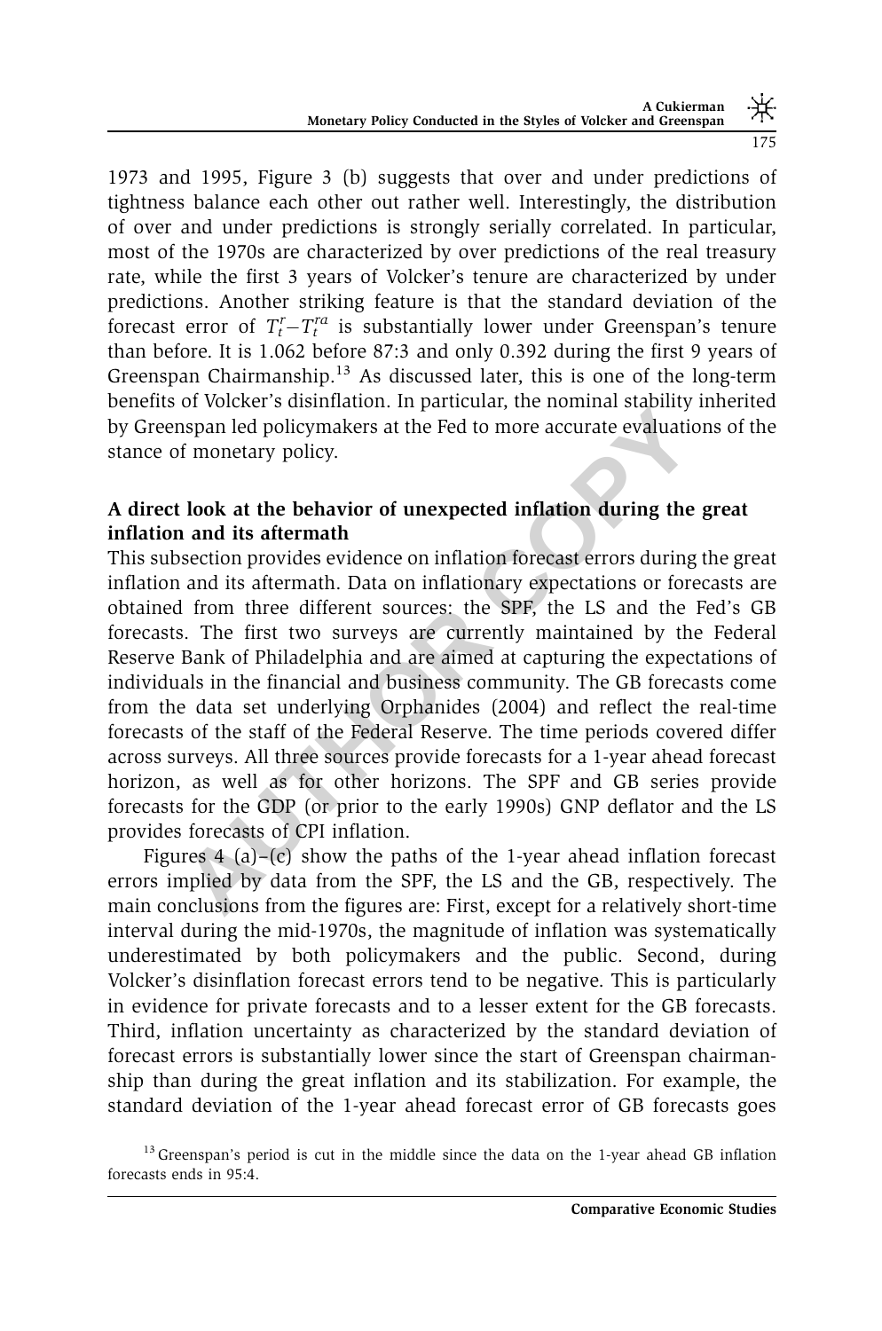1973 and 1995, Figure 3 (b) suggests that over and under predictions of tightness balance each other out rather well. Interestingly, the distribution of over and under predictions is strongly serially correlated. In particular, most of the 1970s are characterized by over predictions of the real treasury rate, while the first 3 years of Volcker's tenure are characterized by under predictions. Another striking feature is that the standard deviation of the forecast error of $T_t^r - T_t^{ra}$ is substantially lower under Greenspan's tenure than before. It is 1.062 before 87:3 and only 0.392 during the first 9 years of Greenspan Chairmanship.[13] As discussed later, this is one of the long-term benefits of Volcker's disinflation. In particular, the nominal stability inherited by Greenspan led policymakers at the Fed to more accurate evaluations of the stance of monetary policy.

### A direct look at the behavior of unexpected inflation during the great inflation and its aftermath

This subsection provides evidence on inflation forecast errors during the great inflation and its aftermath. Data on inflationary expectations or forecasts are obtained from three different sources: the SPF, the LS and the Fed's GB forecasts. The first two surveys are currently maintained by the Federal Reserve Bank of Philadelphia and are aimed at capturing the expectations of individuals in the financial and business community. The GB forecasts come from the data set underlying Orphanides (2004) and reflect the real-time forecasts of the staff of the Federal Reserve. The time periods covered differ across surveys. All three sources provide forecasts for a 1-year ahead forecast horizon, as well as for other horizons. The SPF and GB series provide forecasts for the GDP (or prior to the early 1990s) GNP deflator and the LS provides forecasts of CPI inflation.

Figures 4 (a)–(c) show the paths of the 1-year ahead inflation forecast errors implied by data from the SPF, the LS and the GB, respectively. The main conclusions from the figures are: First, except for a relatively short-time interval during the mid-1970s, the magnitude of inflation was systematically underestimated by both policymakers and the public. Second, during Volcker's disinflation forecast errors tend to be negative. This is particularly in evidence for private forecasts and to a lesser extent for the GB forecasts. Third, inflation uncertainty as characterized by the standard deviation of forecast errors is substantially lower since the start of Greenspan chairmanship than during the great inflation and its stabilization. For example, the standard deviation of the 1-year ahead forecast error of GB forecasts goes

[13] Greenspan's period is cut in the middle since the data on the 1-year ahead GB inflation forecasts ends in 95:4.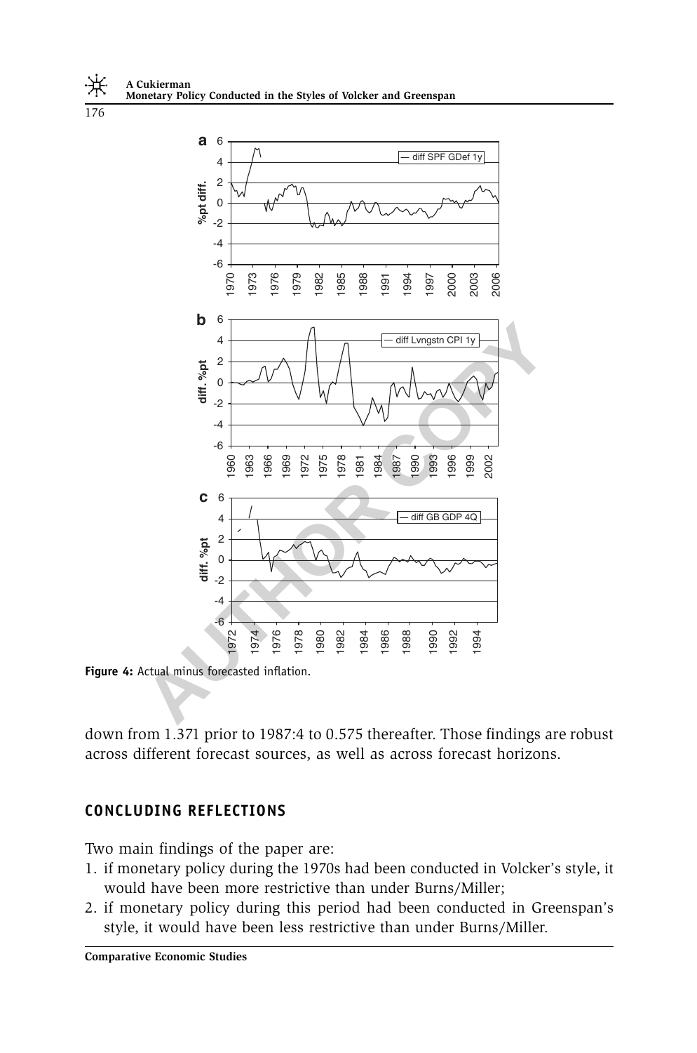Figure 4: Actual minus forecasted inflation.

down from 1.371 prior to 1987:4 to 0.575 thereafter. Those findings are robust across different forecast sources, as well as across forecast horizons.

## CONCLUDING REFLECTIONS

Two main findings of the paper are:

1. if monetary policy during the 1970s had been conducted in Volcker's style, it would have been more restrictive than under Burns/Miller;
2. if monetary policy during this period had been conducted in Greenspan's style, it would have been less restrictive than under Burns/Miller.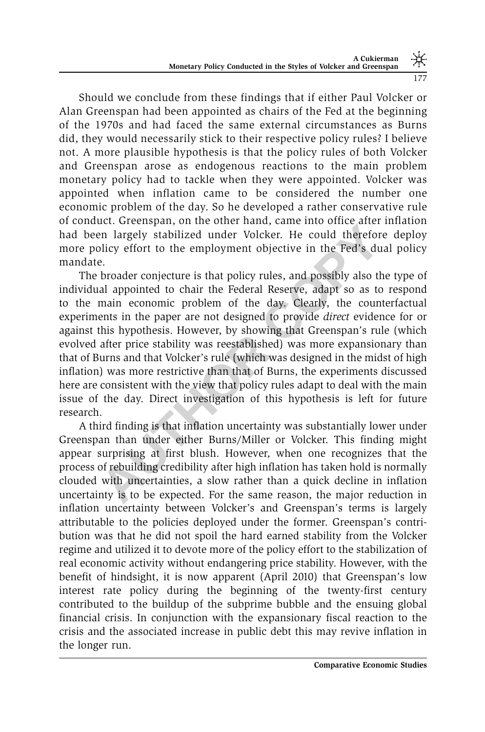Should we conclude from these findings that if either Paul Volcker or Alan Greenspan had been appointed as chairs of the Fed at the beginning of the 1970s and had faced the same external circumstances as Burns did, they would necessarily stick to their respective policy rules? I believe not. A more plausible hypothesis is that the policy rules of both Volcker and Greenspan arose as endogenous reactions to the main problem monetary policy had to tackle when they were appointed. Volcker was appointed when inflation came to be considered the number one economic problem of the day. So he developed a rather conservative rule of conduct. Greenspan, on the other hand, came into office after inflation had been largely stabilized under Volcker. He could therefore deploy more policy effort to the employment objective in the Fed's dual policy mandate.

The broader conjecture is that policy rules, and possibly also the type of individual appointed to chair the Federal Reserve, adapt so as to respond to the main economic problem of the day. Clearly, the counterfactual experiments in the paper are not designed to provide *direct* evidence for or against this hypothesis. However, by showing that Greenspan's rule (which evolved after price stability was reestablished) was more expansionary than that of Burns and that Volcker's rule (which was designed in the midst of high inflation) was more restrictive than that of Burns, the experiments discussed here are consistent with the view that policy rules adapt to deal with the main issue of the day. Direct investigation of this hypothesis is left for future research.

A third finding is that inflation uncertainty was substantially lower under Greenspan than under either Burns/Miller or Volcker. This finding might appear surprising at first blush. However, when one recognizes that the process of rebuilding credibility after high inflation has taken hold is normally clouded with uncertainties, a slow rather than a quick decline in inflation uncertainty is to be expected. For the same reason, the major reduction in inflation uncertainty between Volcker's and Greenspan's terms is largely attributable to the policies deployed under the former. Greenspan's contribution was that he did not spoil the hard earned stability from the Volcker regime and utilized it to devote more of the policy effort to the stabilization of real economic activity without endangering price stability. However, with the benefit of hindsight, it is now apparent (April 2010) that Greenspan's low interest rate policy during the beginning of the twenty-first century contributed to the buildup of the subprime bubble and the ensuing global financial crisis. In conjunction with the expansionary fiscal reaction to the crisis and the associated increase in public debt this may revive inflation in the longer run.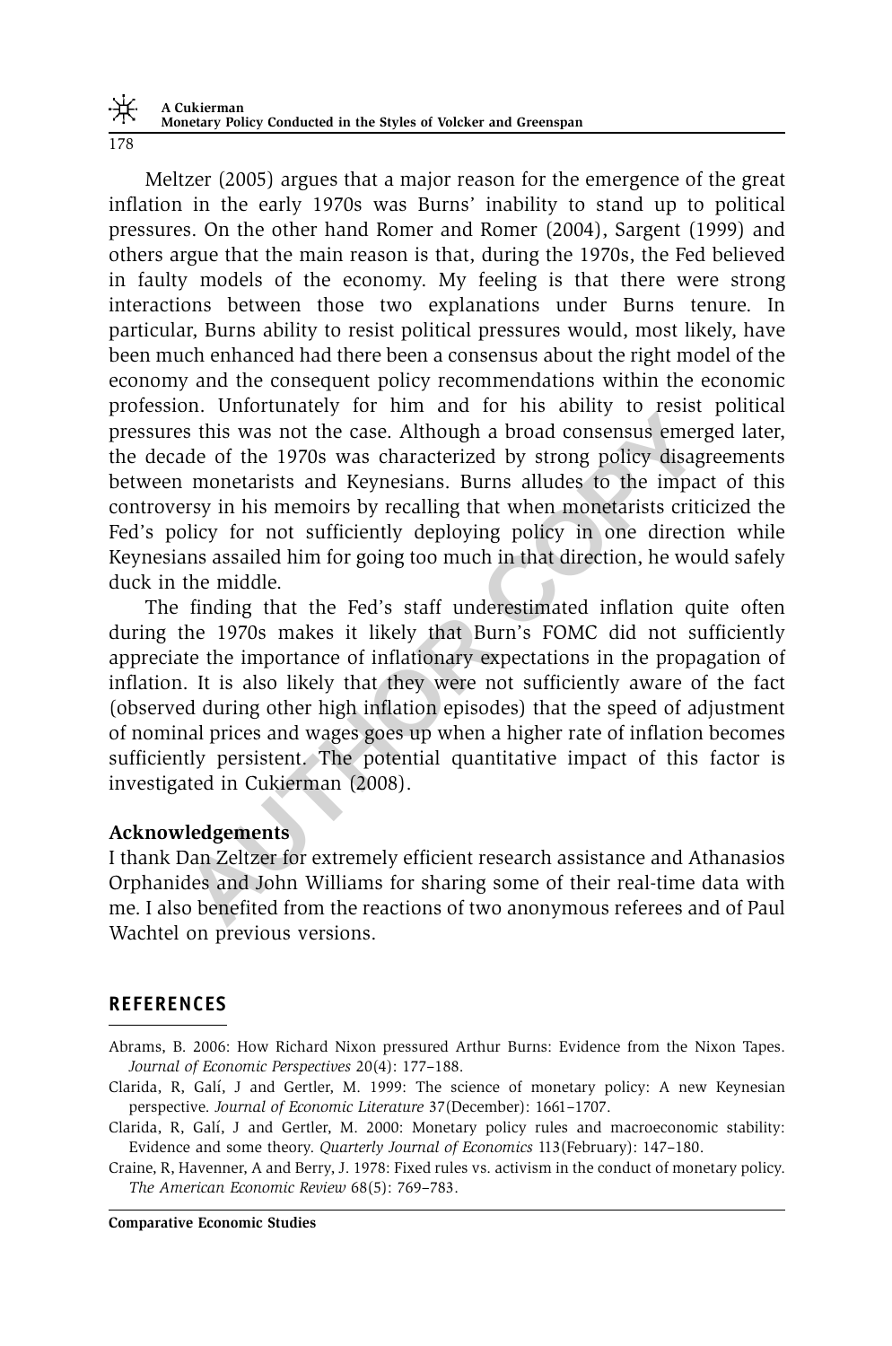Meltzer (2005) argues that a major reason for the emergence of the great inflation in the early 1970s was Burns' inability to stand up to political pressures. On the other hand Romer and Romer (2004), Sargent (1999) and others argue that the main reason is that, during the 1970s, the Fed believed in faulty models of the economy. My feeling is that there were strong interactions between those two explanations under Burns tenure. In particular, Burns ability to resist political pressures would, most likely, have been much enhanced had there been a consensus about the right model of the economy and the consequent policy recommendations within the economic profession. Unfortunately for him and for his ability to resist political pressures this was not the case. Although a broad consensus emerged later, the decade of the 1970s was characterized by strong policy disagreements between monetarists and Keynesians. Burns alludes to the impact of this controversy in his memoirs by recalling that when monetarists criticized the Fed's policy for not sufficiently deploying policy in one direction while Keynesians assailed him for going too much in that direction, he would safely duck in the middle.

The finding that the Fed's staff underestimated inflation quite often during the 1970s makes it likely that Burn's FOMC did not sufficiently appreciate the importance of inflationary expectations in the propagation of inflation. It is also likely that they were not sufficiently aware of the fact (observed during other high inflation episodes) that the speed of adjustment of nominal prices and wages goes up when a higher rate of inflation becomes sufficiently persistent. The potential quantitative impact of this factor is investigated in Cukierman (2008).

**Acknowledgements**

I thank Dan Zeltzer for extremely efficient research assistance and Athanasios Orphanides and John Williams for sharing some of their real-time data with me. I also benefited from the reactions of two anonymous referees and of Paul Wachtel on previous versions.

## REFERENCES

Abrams, B. 2006: How Richard Nixon pressured Arthur Burns: Evidence from the Nixon Tapes. *Journal of Economic Perspectives* 20(4): 177–188.

Clarida, R, Galí, J and Gertler, M. 1999: The science of monetary policy: A new Keynesian perspective. *Journal of Economic Literature* 37(December): 1661–1707.

Clarida, R, Galí, J and Gertler, M. 2000: Monetary policy rules and macroeconomic stability: Evidence and some theory. *Quarterly Journal of Economics* 113(February): 147–180.

Craine, R, Havenner, A and Berry, J. 1978: Fixed rules vs. activism in the conduct of monetary policy. *The American Economic Review* 68(5): 769–783.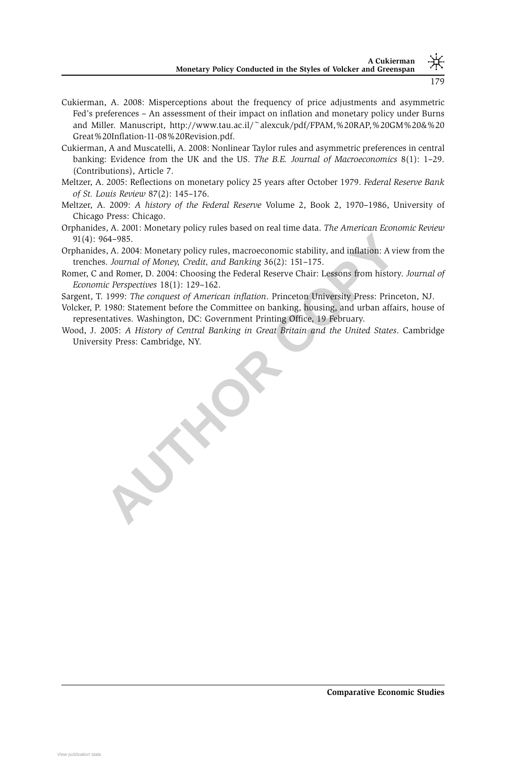Cukierman, A. 2008: Misperceptions about the frequency of price adjustments and asymmetric Fed's preferences – An assessment of their impact on inflation and monetary policy under Burns and Miller. Manuscript, http://www.tau.ac.il/~alexcuk/pdf/FPAM,%20RAP,%20GM%20&%20Great%20Inflation-11-08%20Revision.pdf.

Cukierman, A and Muscatelli, A. 2008: Nonlinear Taylor rules and asymmetric preferences in central banking: Evidence from the UK and the US. *The B.E. Journal of Macroeconomics* 8(1): 1–29. (Contributions), Article 7.

Meltzer, A. 2005: Reflections on monetary policy 25 years after October 1979. *Federal Reserve Bank of St. Louis Review* 87(2): 145–176.

Meltzer, A. 2009: *A history of the Federal Reserve* Volume 2, Book 2, 1970–1986, University of Chicago Press: Chicago.

Orphanides, A. 2001: Monetary policy rules based on real time data. *The American Economic Review* 91(4): 964–985.

Orphanides, A. 2004: Monetary policy rules, macroeconomic stability, and inflation: A view from the trenches. *Journal of Money, Credit, and Banking* 36(2): 151–175.

Romer, C and Romer, D. 2004: Choosing the Federal Reserve Chair: Lessons from history. *Journal of Economic Perspectives* 18(1): 129–162.

Sargent, T. 1999: *The conquest of American inflation*. Princeton University Press: Princeton, NJ.

Volcker, P. 1980: Statement before the Committee on banking, housing, and urban affairs, house of representatives. Washington, DC: Government Printing Office, 19 February.

Wood, J. 2005: *A History of Central Banking in Great Britain and the United States*. Cambridge University Press: Cambridge, NY.